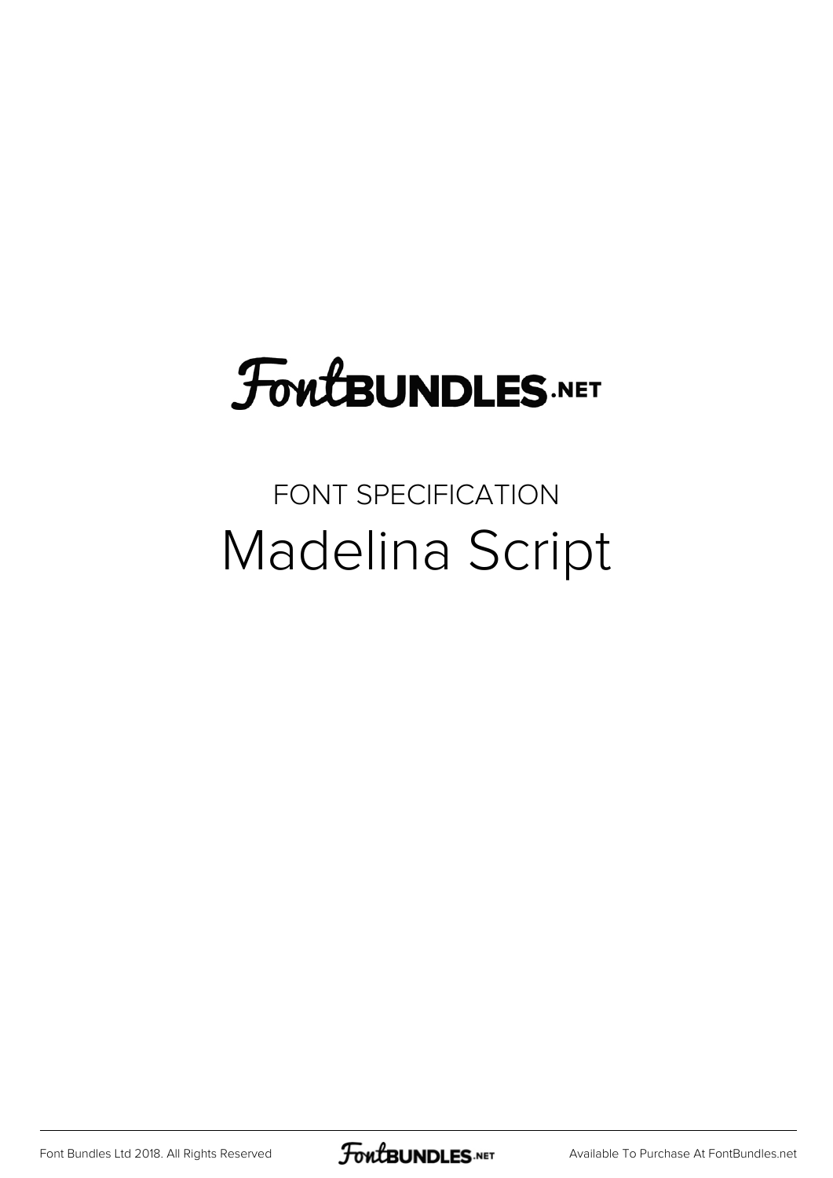FontBUNDLES.NET

FONT SPECIFICATION

# Madelina Script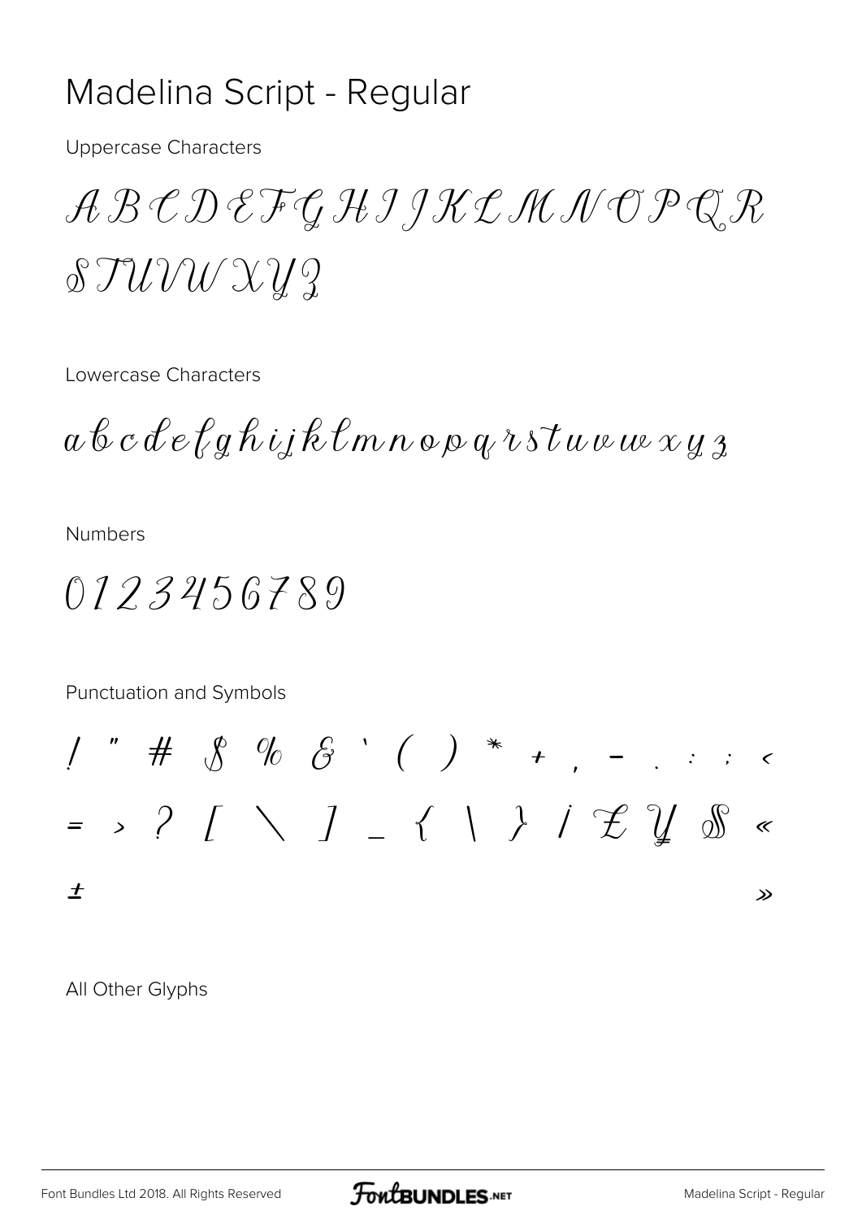# Madelina Script - Regular

Uppercase Characters

A B C D E F G H I J K L M N O P Q R S T U V W X Y Z

Lowercase Characters

a b c d e f g h i j k l m n o p q r s t u v w x y z

Numbers

0 1 2 3 4 5 6 7 8 9

Punctuation and Symbols

! " # $ % & ' ( ) * + , - . : ; <
= > ? [ \ ] _ { | } ¡ £ ¥ § «
± »

All Other Glyphs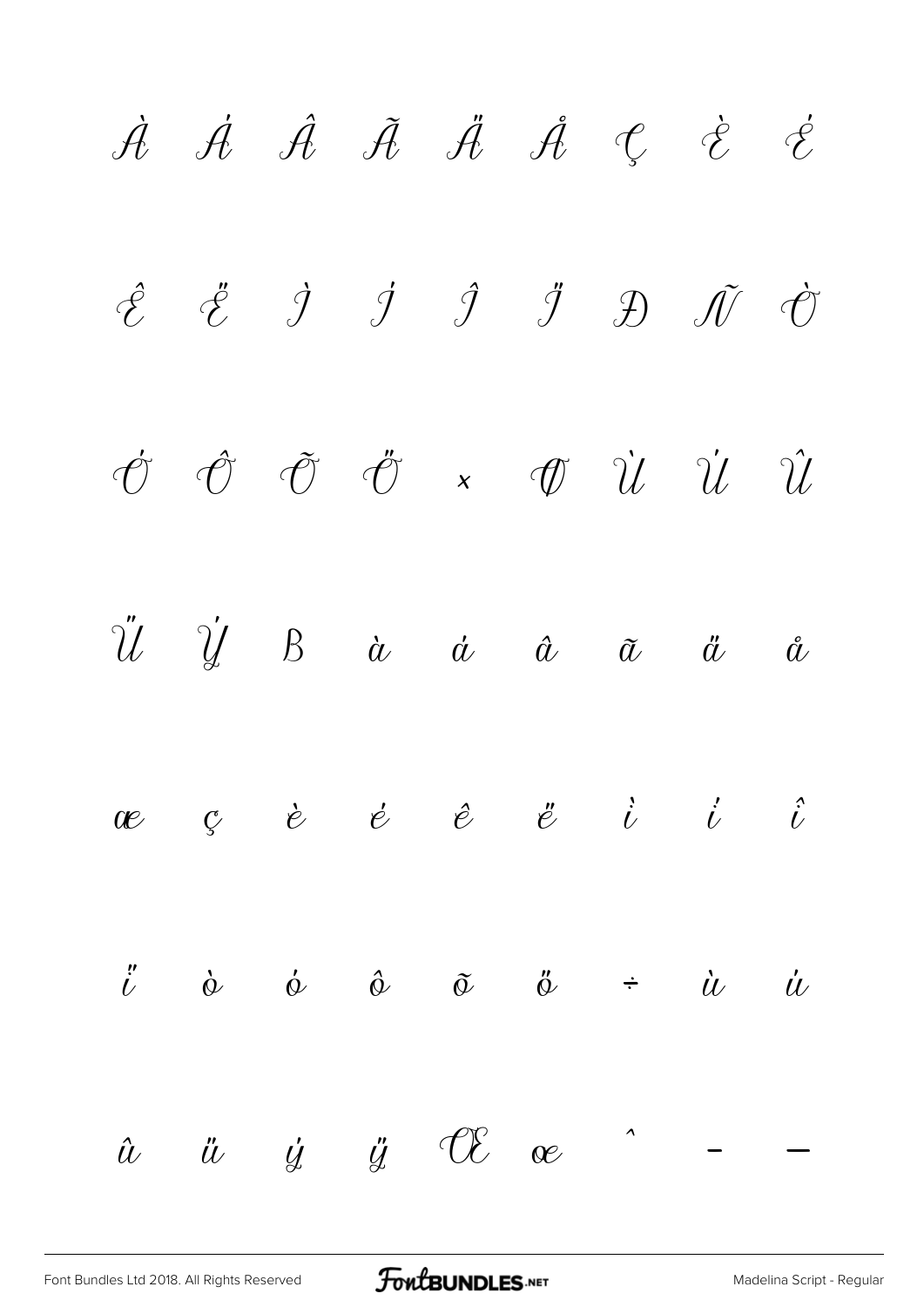À Á Â Ã Ä Å Ç È É

Ê Ë Ì Í Î Ï Ð Ñ Ò

Ó Ô Õ Ö × Ø Ù Ú Û

Ü Ý ß à á â ã ä å

æ ç è é ê ë ì í î

ï ò ó ô õ ö ÷ ù ú

û ü ý ÿ Œ œ ˆ – —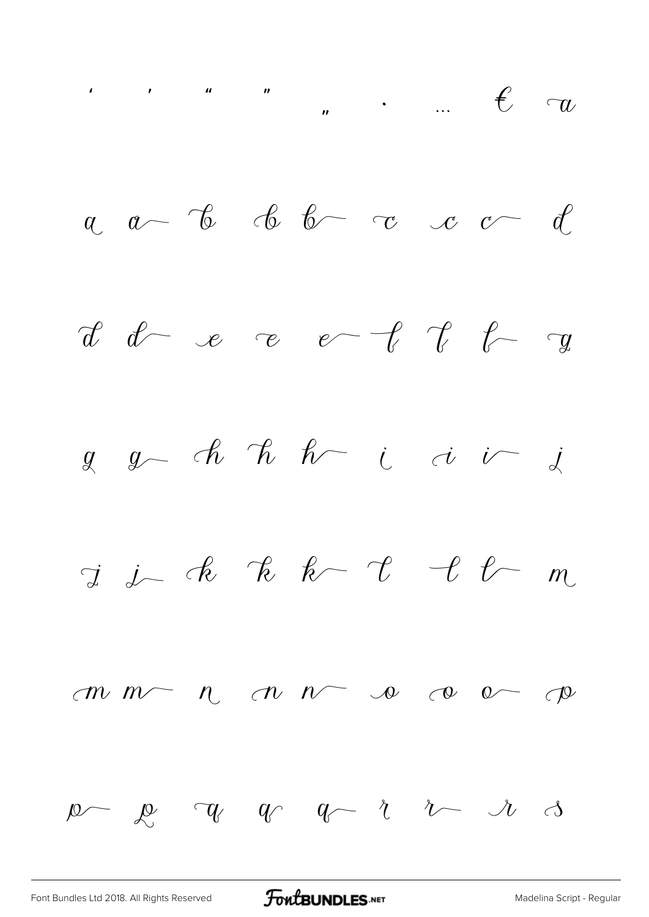‘ ’ “ ” „ · … € a

a a b b b c c c d

d d e e e f f f g

g g h h h i i i j

j j k k k l l l m

m m n n n o o o p

p p q q q r r r s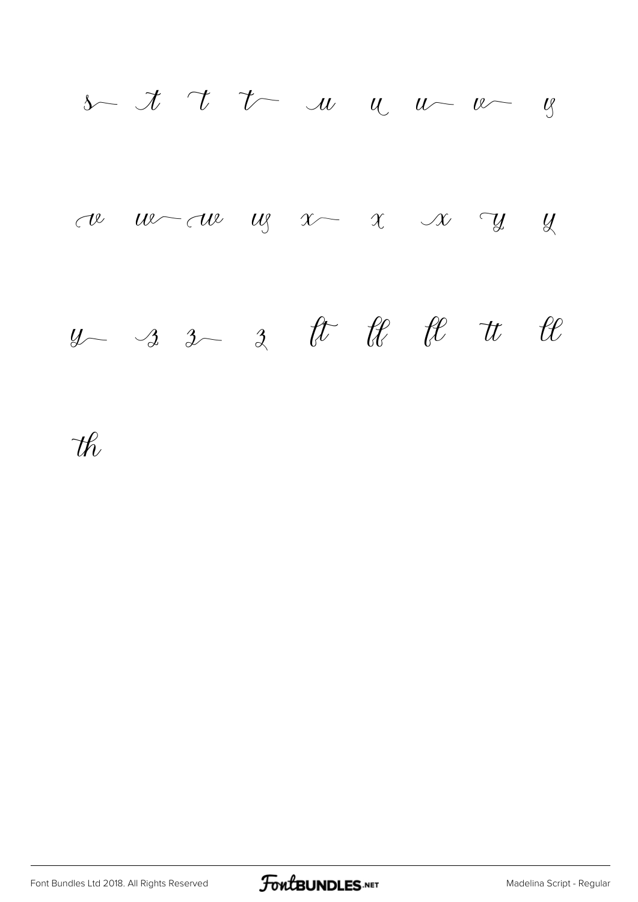s t t t u u u v v

v w w w x x x y y

y z z z ft ff fl tt tt

th